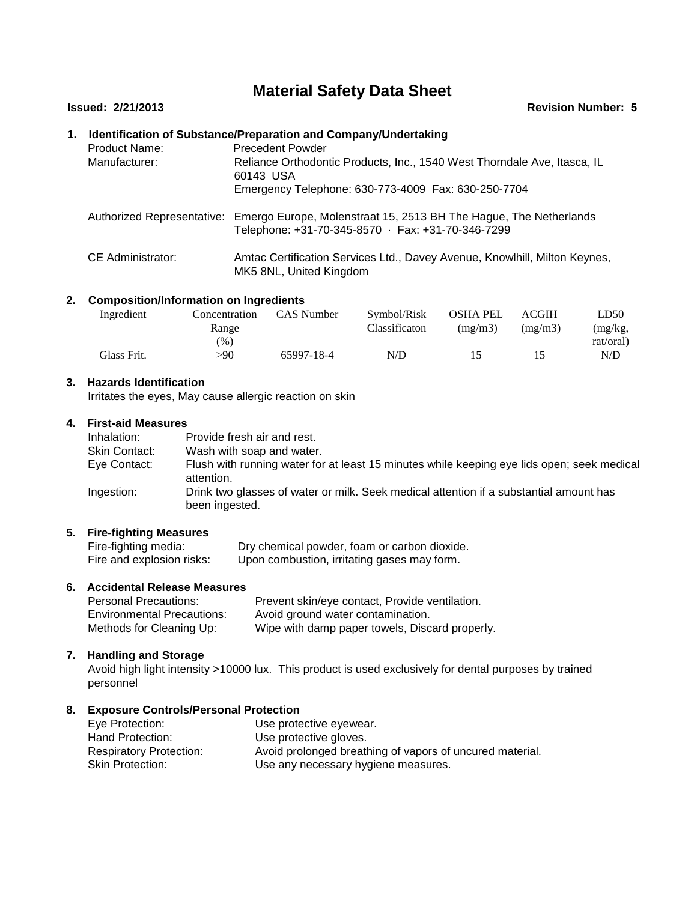# Material Safety Data Sheet

**Issued: 2/21/2013** **Revision Number: 5**

## 1. Identification of Substance/Preparation and Company/Undertaking

| | |
|---|---|
| Product Name: | Precedent Powder |
| Manufacturer: | Reliance Orthodontic Products, Inc., 1540 West Thorndale Ave, Itasca, IL 60143 USA<br>Emergency Telephone: 630-773-4009 Fax: 630-250-7704 |
| Authorized Representative: | Emergo Europe, Molenstraat 15, 2513 BH The Hague, The Netherlands<br>Telephone: +31-70-345-8570 · Fax: +31-70-346-7299 |
| CE Administrator: | Amtac Certification Services Ltd., Davey Avenue, Knowlhill, Milton Keynes, MK5 8NL, United Kingdom |

## 2. Composition/Information on Ingredients

| Ingredient | Concentration Range (%) | CAS Number | Symbol/Risk Classificaton | OSHA PEL (mg/m3) | ACGIH (mg/m3) | LD50 (mg/kg, rat/oral) |
|---|---|---|---|---|---|---|
| Glass Frit. | >90 | 65997-18-4 | N/D | 15 | 15 | N/D |

## 3. Hazards Identification

Irritates the eyes, May cause allergic reaction on skin

## 4. First-aid Measures

| | |
|---|---|
| Inhalation: | Provide fresh air and rest. |
| Skin Contact: | Wash with soap and water. |
| Eye Contact: | Flush with running water for at least 15 minutes while keeping eye lids open; seek medical attention. |
| Ingestion: | Drink two glasses of water or milk. Seek medical attention if a substantial amount has been ingested. |

## 5. Fire-fighting Measures

| | |
|---|---|
| Fire-fighting media: | Dry chemical powder, foam or carbon dioxide. |
| Fire and explosion risks: | Upon combustion, irritating gases may form. |

## 6. Accidental Release Measures

| | |
|---|---|
| Personal Precautions: | Prevent skin/eye contact, Provide ventilation. |
| Environmental Precautions: | Avoid ground water contamination. |
| Methods for Cleaning Up: | Wipe with damp paper towels, Discard properly. |

## 7. Handling and Storage

Avoid high light intensity >10000 lux. This product is used exclusively for dental purposes by trained personnel

## 8. Exposure Controls/Personal Protection

| | |
|---|---|
| Eye Protection: | Use protective eyewear. |
| Hand Protection: | Use protective gloves. |
| Respiratory Protection: | Avoid prolonged breathing of vapors of uncured material. |
| Skin Protection: | Use any necessary hygiene measures. |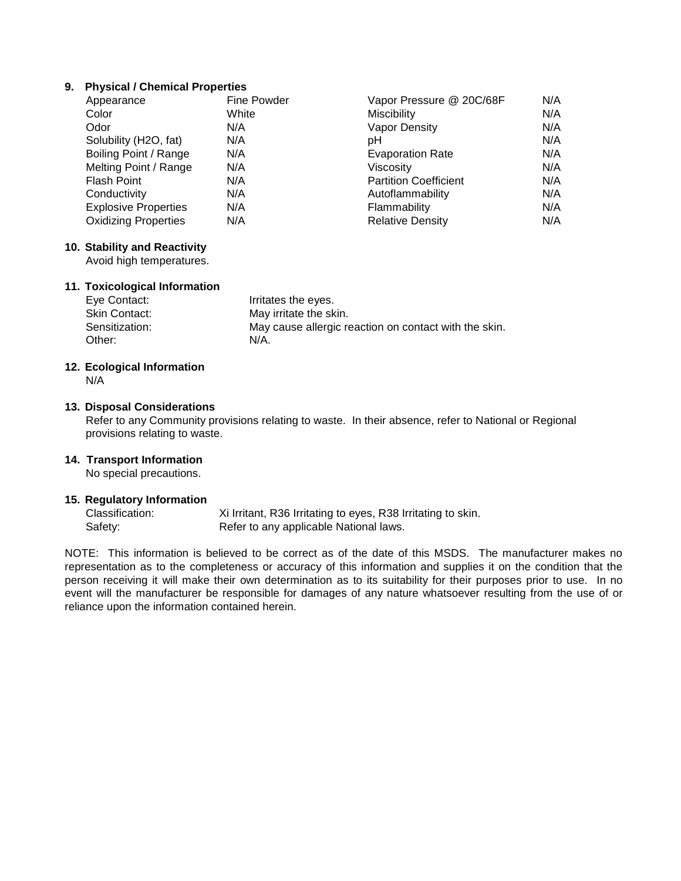## 9. Physical / Chemical Properties

| | | | |
|---|---|---|---|
| Appearance | Fine Powder | Vapor Pressure @ 20C/68F | N/A |
| Color | White | Miscibility | N/A |
| Odor | N/A | Vapor Density | N/A |
| Solubility (H2O, fat) | N/A | pH | N/A |
| Boiling Point / Range | N/A | Evaporation Rate | N/A |
| Melting Point / Range | N/A | Viscosity | N/A |
| Flash Point | N/A | Partition Coefficient | N/A |
| Conductivity | N/A | Autoflammability | N/A |
| Explosive Properties | N/A | Flammability | N/A |
| Oxidizing Properties | N/A | Relative Density | N/A |

## 10. Stability and Reactivity

Avoid high temperatures.

## 11. Toxicological Information

| | |
|---|---|
| Eye Contact: | Irritates the eyes. |
| Skin Contact: | May irritate the skin. |
| Sensitization: | May cause allergic reaction on contact with the skin. |
| Other: | N/A. |

## 12. Ecological Information

N/A

## 13. Disposal Considerations

Refer to any Community provisions relating to waste. In their absence, refer to National or Regional provisions relating to waste.

## 14. Transport Information

No special precautions.

## 15. Regulatory Information

| | |
|---|---|
| Classification: | Xi Irritant, R36 Irritating to eyes, R38 Irritating to skin. |
| Safety: | Refer to any applicable National laws. |

NOTE: This information is believed to be correct as of the date of this MSDS. The manufacturer makes no representation as to the completeness or accuracy of this information and supplies it on the condition that the person receiving it will make their own determination as to its suitability for their purposes prior to use. In no event will the manufacturer be responsible for damages of any nature whatsoever resulting from the use of or reliance upon the information contained herein.